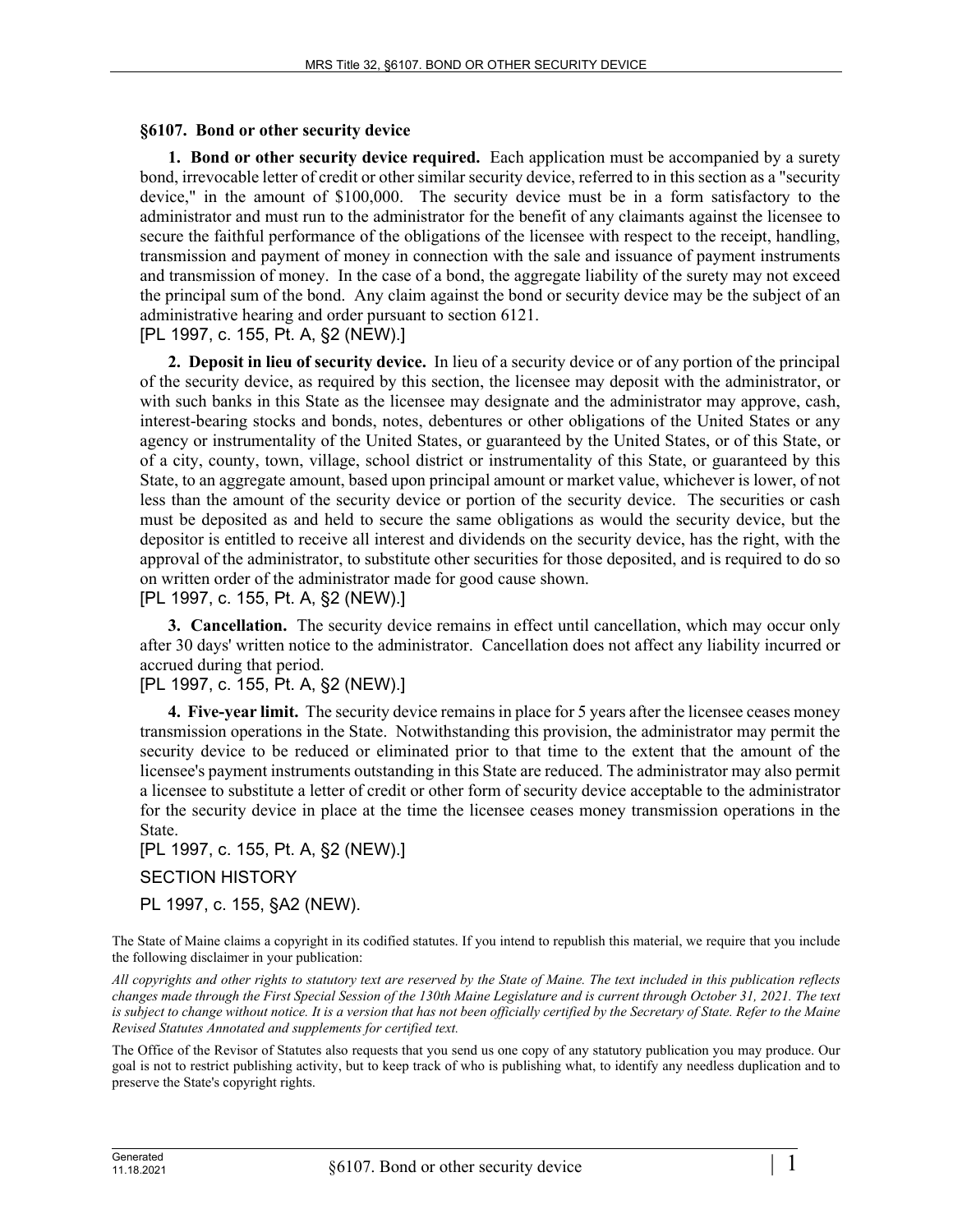## §6107. Bond or other security device

**1. Bond or other security device required.** Each application must be accompanied by a surety bond, irrevocable letter of credit or other similar security device, referred to in this section as a "security device," in the amount of $100,000. The security device must be in a form satisfactory to the administrator and must run to the administrator for the benefit of any claimants against the licensee to secure the faithful performance of the obligations of the licensee with respect to the receipt, handling, transmission and payment of money in connection with the sale and issuance of payment instruments and transmission of money. In the case of a bond, the aggregate liability of the surety may not exceed the principal sum of the bond. Any claim against the bond or security device may be the subject of an administrative hearing and order pursuant to section 6121.

[PL 1997, c. 155, Pt. A, §2 (NEW).]

**2. Deposit in lieu of security device.** In lieu of a security device or of any portion of the principal of the security device, as required by this section, the licensee may deposit with the administrator, or with such banks in this State as the licensee may designate and the administrator may approve, cash, interest-bearing stocks and bonds, notes, debentures or other obligations of the United States or any agency or instrumentality of the United States, or guaranteed by the United States, or of this State, or of a city, county, town, village, school district or instrumentality of this State, or guaranteed by this State, to an aggregate amount, based upon principal amount or market value, whichever is lower, of not less than the amount of the security device or portion of the security device. The securities or cash must be deposited as and held to secure the same obligations as would the security device, but the depositor is entitled to receive all interest and dividends on the security device, has the right, with the approval of the administrator, to substitute other securities for those deposited, and is required to do so on written order of the administrator made for good cause shown.

[PL 1997, c. 155, Pt. A, §2 (NEW).]

**3. Cancellation.** The security device remains in effect until cancellation, which may occur only after 30 days' written notice to the administrator. Cancellation does not affect any liability incurred or accrued during that period.

[PL 1997, c. 155, Pt. A, §2 (NEW).]

**4. Five-year limit.** The security device remains in place for 5 years after the licensee ceases money transmission operations in the State. Notwithstanding this provision, the administrator may permit the security device to be reduced or eliminated prior to that time to the extent that the amount of the licensee's payment instruments outstanding in this State are reduced. The administrator may also permit a licensee to substitute a letter of credit or other form of security device acceptable to the administrator for the security device in place at the time the licensee ceases money transmission operations in the State.

[PL 1997, c. 155, Pt. A, §2 (NEW).]

SECTION HISTORY

PL 1997, c. 155, §A2 (NEW).

The State of Maine claims a copyright in its codified statutes. If you intend to republish this material, we require that you include the following disclaimer in your publication:

*All copyrights and other rights to statutory text are reserved by the State of Maine. The text included in this publication reflects changes made through the First Special Session of the 130th Maine Legislature and is current through October 31, 2021. The text is subject to change without notice. It is a version that has not been officially certified by the Secretary of State. Refer to the Maine Revised Statutes Annotated and supplements for certified text.*

The Office of the Revisor of Statutes also requests that you send us one copy of any statutory publication you may produce. Our goal is not to restrict publishing activity, but to keep track of who is publishing what, to identify any needless duplication and to preserve the State's copyright rights.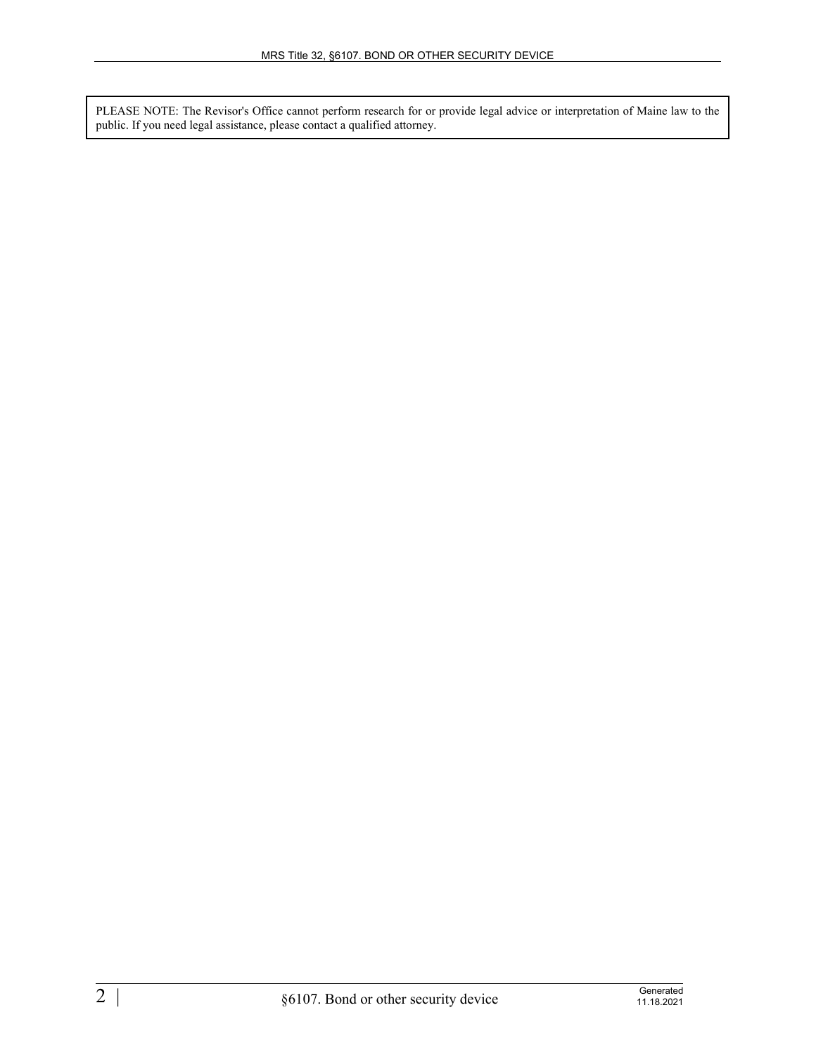PLEASE NOTE: The Revisor's Office cannot perform research for or provide legal advice or interpretation of Maine law to the public. If you need legal assistance, please contact a qualified attorney.